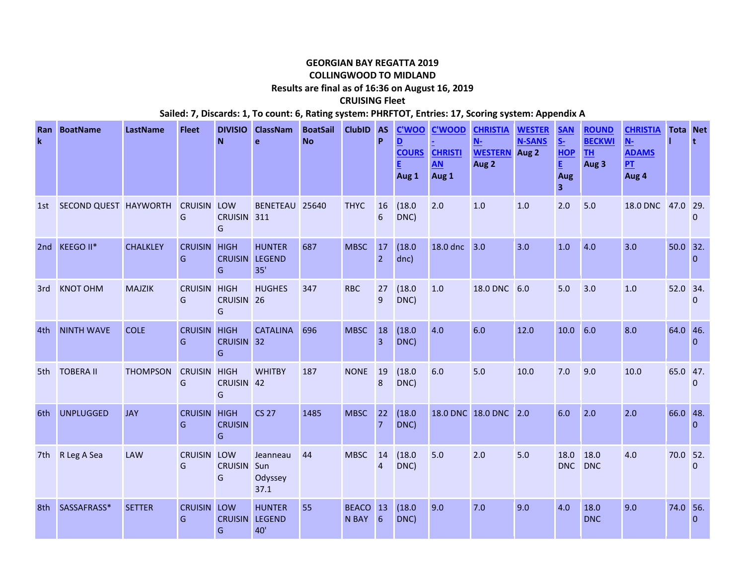**GEORGIAN BAY REGATTA 2019**

**COLLINGWOOD TO MIDLAND**

**Results are final as of 16:36 on August 16, 2019**

**CRUISING Fleet**

**Sailed: 7, Discards: 1, To count: 6, Rating system: PHRFTOT, Entries: 17, Scoring system: Appendix A**

| Rank | BoatName | LastName | Fleet | DIVISION | ClassName | BoatSail No | ClubID | ASP | C'WOOD COURSE Aug 1 | C'WOOD - CHRISTIAN Aug 1 | CHRISTIAN-WESTERN Aug 2 | WESTERN-SANS Aug 2 | SANS-HOPE Aug 3 | ROUND BECKWITH Aug 3 | CHRISTIAN-ADAMS PT Aug 4 | Total | Nett |
|---|---|---|---|---|---|---|---|---|---|---|---|---|---|---|---|---|---|
| 1st | SECOND QUEST | HAYWORTH | CRUISING | LOW CRUISING | BENETEAU 311 | 25640 | THYC | 166 | (18.0 DNC) | 2.0 | 1.0 | 1.0 | 2.0 | 5.0 | 18.0 DNC | 47.0 | 29.0 |
| 2nd | KEEGO II* | CHALKLEY | CRUISING | HIGH CRUISING | HUNTER LEGEND 35' | 687 | MBSC | 172 | (18.0 dnc) | 18.0 dnc | 3.0 | 3.0 | 1.0 | 4.0 | 3.0 | 50.0 | 32.0 |
| 3rd | KNOT OHM | MAJZIK | CRUISING | HIGH CRUISING | HUGHES 26 | 347 | RBC | 279 | (18.0 DNC) | 1.0 | 18.0 DNC | 6.0 | 5.0 | 3.0 | 1.0 | 52.0 | 34.0 |
| 4th | NINTH WAVE | COLE | CRUISING | HIGH CRUISING | CATALINA 32 | 696 | MBSC | 183 | (18.0 DNC) | 4.0 | 6.0 | 12.0 | 10.0 | 6.0 | 8.0 | 64.0 | 46.0 |
| 5th | TOBERA II | THOMPSON | CRUISING | HIGH CRUISING | WHITBY 42 | 187 | NONE | 198 | (18.0 DNC) | 6.0 | 5.0 | 10.0 | 7.0 | 9.0 | 10.0 | 65.0 | 47.0 |
| 6th | UNPLUGGED | JAY | CRUISING | HIGH CRUISING | CS 27 | 1485 | MBSC | 227 | (18.0 DNC) | 18.0 DNC | 18.0 DNC | 2.0 | 6.0 | 2.0 | 2.0 | 66.0 | 48.0 |
| 7th | R Leg A Sea | LAW | CRUISING | LOW CRUISING | Jeanneau Sun Odyssey 37.1 | 44 | MBSC | 144 | (18.0 DNC) | 5.0 | 2.0 | 5.0 | 18.0 DNC | 18.0 DNC | 4.0 | 70.0 | 52.0 |
| 8th | SASSAFRASS* | SETTER | CRUISING | LOW CRUISING | HUNTER LEGEND 40' | 55 | BEACON BAY | 136 | (18.0 DNC) | 9.0 | 7.0 | 9.0 | 4.0 | 18.0 DNC | 9.0 | 74.0 | 56.0 |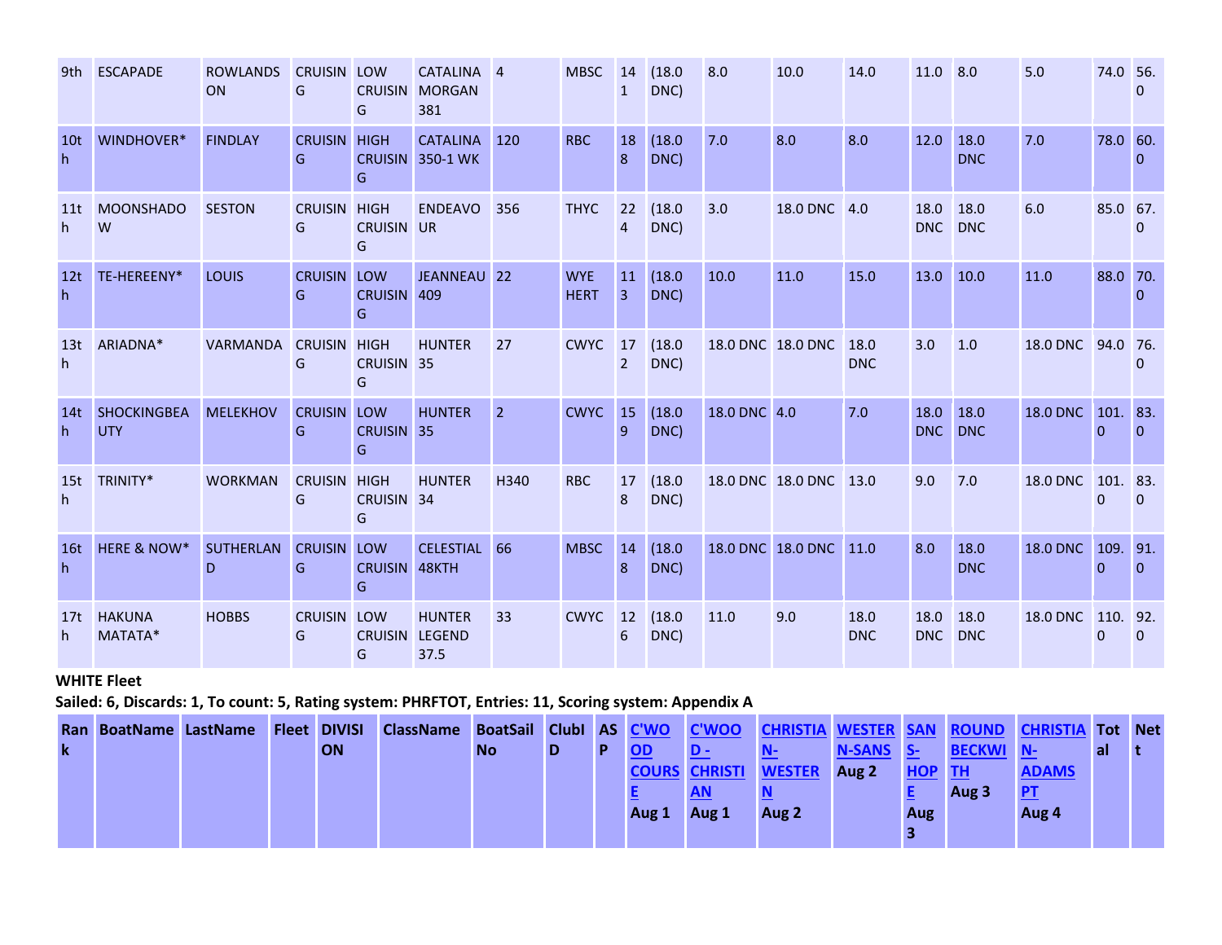| 9th | ESCAPADE | ROWLANDSON | CRUISING | LOW CRUISING | CATALINA MORGAN 381 | 4 | MBSC | 141 | (18.0 DNC) | 8.0 | 10.0 | 14.0 | 11.0 | 8.0 | 5.0 | 74.0 | 56.0 |
|---|---|---|---|---|---|---|---|---|---|---|---|---|---|---|---|---|---|
| 10th | WINDHOVER* | FINDLAY | CRUISING | HIGH CRUISING | CATALINA 350-1 WK | 120 | RBC | 188 | (18.0 DNC) | 7.0 | 8.0 | 8.0 | 12.0 | 18.0 DNC | 7.0 | 78.0 | 60.0 |
| 11th | MOONSHADOW | SESTON | CRUISING | HIGH CRUISING | ENDEAVOUR | 356 | THYC | 224 | (18.0 DNC) | 3.0 | 18.0 DNC | 4.0 | 18.0 DNC | 18.0 DNC | 6.0 | 85.0 | 67.0 |
| 12th | TE-HEREENY* | LOUIS | CRUISING | LOW CRUISING | JEANNEAU 409 | 22 | WYE HERT | 113 | (18.0 DNC) | 10.0 | 11.0 | 15.0 | 13.0 | 10.0 | 11.0 | 88.0 | 70.0 |
| 13th | ARIADNA* | VARMANDA | CRUISING | HIGH CRUISING | HUNTER 35 | 27 | CWYC | 172 | (18.0 DNC) | 18.0 DNC | 18.0 DNC | 18.0 DNC | 3.0 | 1.0 | 18.0 DNC | 94.0 | 76.0 |
| 14th | SHOCKINGBEAUTY | MELEKHOV | CRUISING | LOW CRUISING | HUNTER 35 | 2 | CWYC | 159 | (18.0 DNC) | 18.0 DNC | 4.0 | 7.0 | 18.0 DNC | 18.0 DNC | 18.0 DNC | 101.0 | 83.0 |
| 15th | TRINITY* | WORKMAN | CRUISING | HIGH CRUISING | HUNTER 34 | H340 | RBC | 178 | (18.0 DNC) | 18.0 DNC | 18.0 DNC | 13.0 | 9.0 | 7.0 | 18.0 DNC | 101.0 | 83.0 |
| 16th | HERE & NOW* | SUTHERLAND | CRUISING | LOW CRUISING | CELESTIAL 48KTH | 66 | MBSC | 148 | (18.0 DNC) | 18.0 DNC | 18.0 DNC | 11.0 | 8.0 | 18.0 DNC | 18.0 DNC | 109.0 | 91.0 |
| 17th | HAKUNA MATATA* | HOBBS | CRUISING | LOW CRUISING | HUNTER LEGEND 37.5 | 33 | CWYC | 126 | (18.0 DNC) | 11.0 | 9.0 | 18.0 DNC | 18.0 DNC | 18.0 DNC | 18.0 DNC | 110.0 | 92.0 |

**WHITE Fleet**

**Sailed: 6, Discards: 1, To count: 5, Rating system: PHRFTOT, Entries: 11, Scoring system: Appendix A**

| Rank | BoatName | LastName | Fleet | DIVISION | ClassName | BoatSailNo | ClubID | ASP | C'WOOD COURSE Aug 1 | C'WOOD - CHRISTIAN Aug 1 | CHRISTIAN-WESTERN Aug 2 | WESTERN-SANS Aug 2 | SANS-HOPE Aug 3 | ROUND BECKWITH Aug 3 | CHRISTIAN-ADAMS PT Aug 4 | Total | Nett |
|---|---|---|---|---|---|---|---|---|---|---|---|---|---|---|---|---|---|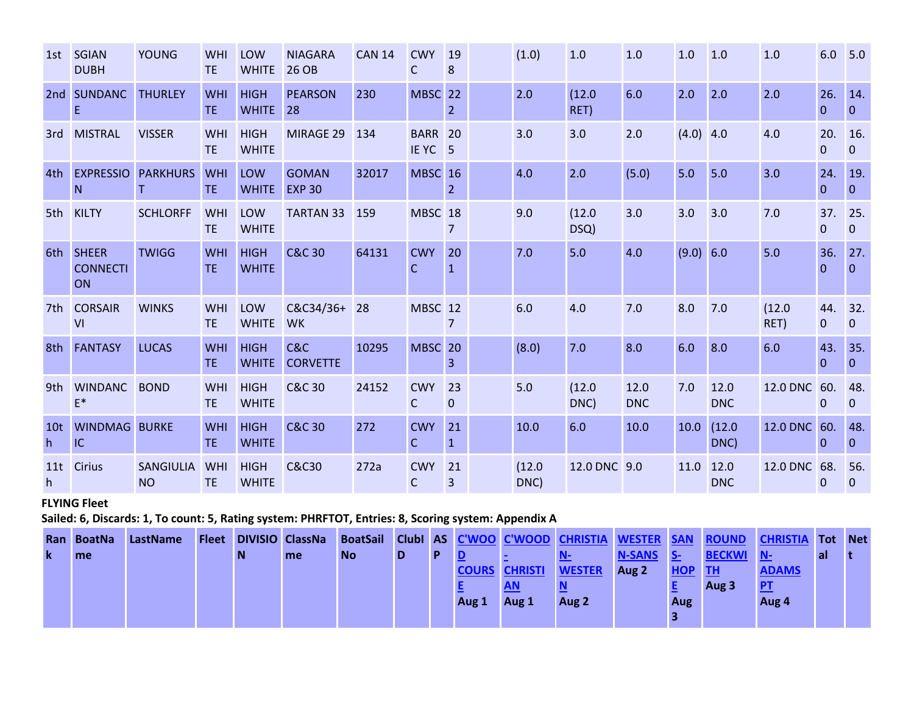| | | | | | | | | | | | | | | | | | |
|---|---|---|---|---|---|---|---|---|---|---|---|---|---|---|---|---|---|
| 1st | SGIAN DUBH | YOUNG | WHITE | LOW WHITE | NIAGARA 26 OB | CAN 14 | CWYC | 198 | | (1.0) | 1.0 | 1.0 | 1.0 | 1.0 | 1.0 | 6.0 | 5.0 |
| 2nd | SUNDANCE | THURLEY | WHITE | HIGH WHITE | PEARSON 28 | 230 | MBSC | 222 | | 2.0 | (12.0 RET) | 6.0 | 2.0 | 2.0 | 2.0 | 26.0 | 14.0 |
| 3rd | MISTRAL | VISSER | WHITE | HIGH WHITE | MIRAGE 29 | 134 | BARRIE YC | 205 | | 3.0 | 3.0 | 2.0 | (4.0) | 4.0 | 4.0 | 20.0 | 16.0 |
| 4th | EXPRESSION | PARKHURST | WHITE | LOW WHITE | GOMAN EXP 30 | 32017 | MBSC | 162 | | 4.0 | 2.0 | (5.0) | 5.0 | 5.0 | 3.0 | 24.0 | 19.0 |
| 5th | KILTY | SCHLORFF | WHITE | LOW WHITE | TARTAN 33 | 159 | MBSC | 187 | | 9.0 | (12.0 DSQ) | 3.0 | 3.0 | 3.0 | 7.0 | 37.0 | 25.0 |
| 6th | SHEER CONNECTION | TWIGG | WHITE | HIGH WHITE | C&C 30 | 64131 | CWYC | 201 | | 7.0 | 5.0 | 4.0 | (9.0) | 6.0 | 5.0 | 36.0 | 27.0 |
| 7th | CORSAIR VI | WINKS | WHITE | LOW WHITE | C&C34/36+WK | 28 | MBSC | 127 | | 6.0 | 4.0 | 7.0 | 8.0 | 7.0 | (12.0 RET) | 44.0 | 32.0 |
| 8th | FANTASY | LUCAS | WHITE | HIGH WHITE | C&C CORVETTE | 10295 | MBSC | 203 | | (8.0) | 7.0 | 8.0 | 6.0 | 8.0 | 6.0 | 43.0 | 35.0 |
| 9th | WINDANCE* | BOND | WHITE | HIGH WHITE | C&C 30 | 24152 | CWYC | 230 | | 5.0 | (12.0 DNC) | 12.0 DNC | 7.0 | 12.0 DNC | 12.0 DNC | 60.0 | 48.0 |
| 10th | WINDMAGIC | BURKE | WHITE | HIGH WHITE | C&C 30 | 272 | CWYC | 211 | | 10.0 | 6.0 | 10.0 | 10.0 | (12.0 DNC) | 12.0 DNC | 60.0 | 48.0 |
| 11th | Cirius | SANGIULIANO | WHITE | HIGH WHITE | C&C30 | 272a | CWYC | 213 | | (12.0 DNC) | 12.0 DNC | 9.0 | 11.0 | 12.0 DNC | 12.0 DNC | 68.0 | 56.0 |

**FLYING Fleet**

**Sailed: 6, Discards: 1, To count: 5, Rating system: PHRFTOT, Entries: 8, Scoring system: Appendix A**

| Rank | BoatName | LastName | Fleet | DIVISION | ClassName | BoatSail No | ClubID | ASP | C'WOOD COURSE Aug 1 | C'WOOD - CHRISTIAN Aug 1 | CHRISTIAN-WESTERN Aug 2 | WESTERN-SANS Aug 2 | SANS-HOPE Aug 3 | ROUND BECKWITH Aug 3 | CHRISTIAN-ADAMS PT Aug 4 | Total | Nett |
|---|---|---|---|---|---|---|---|---|---|---|---|---|---|---|---|---|---|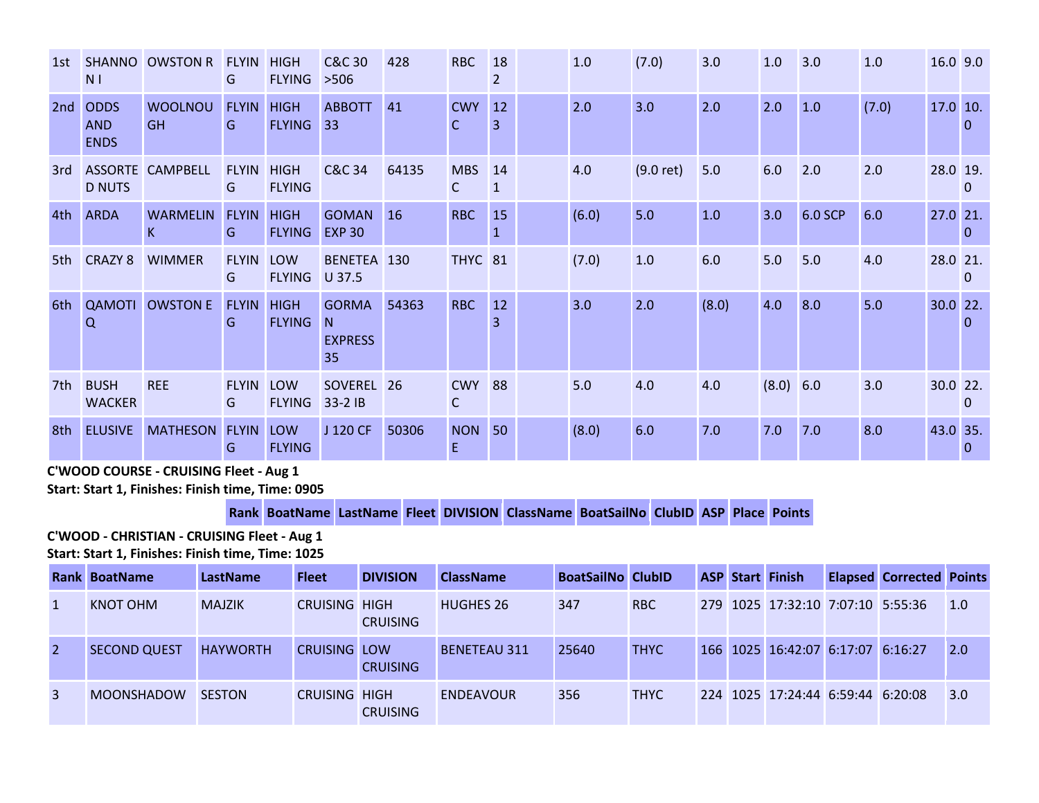| | | | | | | | | | | | | | | | | | |
|---|---|---|---|---|---|---|---|---|---|---|---|---|---|---|---|---|---|
| 1st | SHANNON I | OWSTON R | FLYING | HIGH FLYING | C&C 30 >506 | 428 | RBC | 182 | | 1.0 | (7.0) | 3.0 | 1.0 | 3.0 | 1.0 | 16.0 | 9.0 |
| 2nd | ODDS AND ENDS | WOOLNOUGH | FLYING | HIGH FLYING | ABBOTT 33 | 41 | CWYC | 123 | | 2.0 | 3.0 | 2.0 | 2.0 | 1.0 | (7.0) | 17.0 | 10.0 |
| 3rd | ASSORTED NUTS | CAMPBELL | FLYING | HIGH FLYING | C&C 34 | 64135 | MBSC | 141 | | 4.0 | (9.0 ret) | 5.0 | 6.0 | 2.0 | 2.0 | 28.0 | 19.0 |
| 4th | ARDA | WARMELINK | FLYING | HIGH FLYING | GOMAN EXP 30 | 16 | RBC | 151 | | (6.0) | 5.0 | 1.0 | 3.0 | 6.0 SCP | 6.0 | 27.0 | 21.0 |
| 5th | CRAZY 8 | WIMMER | FLYING | LOW FLYING | BENETEAU 37.5 | 130 | THYC | 81 | | (7.0) | 1.0 | 6.0 | 5.0 | 5.0 | 4.0 | 28.0 | 21.0 |
| 6th | QAMOTIQ | OWSTON E | FLYING | HIGH FLYING | GORMAN EXPRESS 35 | 54363 | RBC | 123 | | 3.0 | 2.0 | (8.0) | 4.0 | 8.0 | 5.0 | 30.0 | 22.0 |
| 7th | BUSH WACKER | REE | FLYING | LOW FLYING | SOVEREL 33-2 IB | 26 | CWYC | 88 | | 5.0 | 4.0 | 4.0 | (8.0) | 6.0 | 3.0 | 30.0 | 22.0 |
| 8th | ELUSIVE | MATHESON | FLYING | LOW FLYING | J 120 CF | 50306 | NONE | 50 | | (8.0) | 6.0 | 7.0 | 7.0 | 7.0 | 8.0 | 43.0 | 35.0 |

**C'WOOD COURSE - CRUISING Fleet - Aug 1**

**Start: Start 1, Finishes: Finish time, Time: 0905**

| Rank | BoatName | LastName | Fleet | DIVISION | ClassName | BoatSailNo | ClubID | ASP | Place | Points |
|---|---|---|---|---|---|---|---|---|---|---|

**C'WOOD - CHRISTIAN - CRUISING Fleet - Aug 1**

**Start: Start 1, Finishes: Finish time, Time: 1025**

| Rank | BoatName | LastName | Fleet | DIVISION | ClassName | BoatSailNo | ClubID | ASP | Start | Finish | Elapsed | Corrected | Points |
|---|---|---|---|---|---|---|---|---|---|---|---|---|---|
| 1 | KNOT OHM | MAJZIK | CRUISING | HIGH CRUISING | HUGHES 26 | 347 | RBC | 279 | 1025 | 17:32:10 | 7:07:10 | 5:55:36 | 1.0 |
| 2 | SECOND QUEST | HAYWORTH | CRUISING | LOW CRUISING | BENETEAU 311 | 25640 | THYC | 166 | 1025 | 16:42:07 | 6:17:07 | 6:16:27 | 2.0 |
| 3 | MOONSHADOW | SESTON | CRUISING | HIGH CRUISING | ENDEAVOUR | 356 | THYC | 224 | 1025 | 17:24:44 | 6:59:44 | 6:20:08 | 3.0 |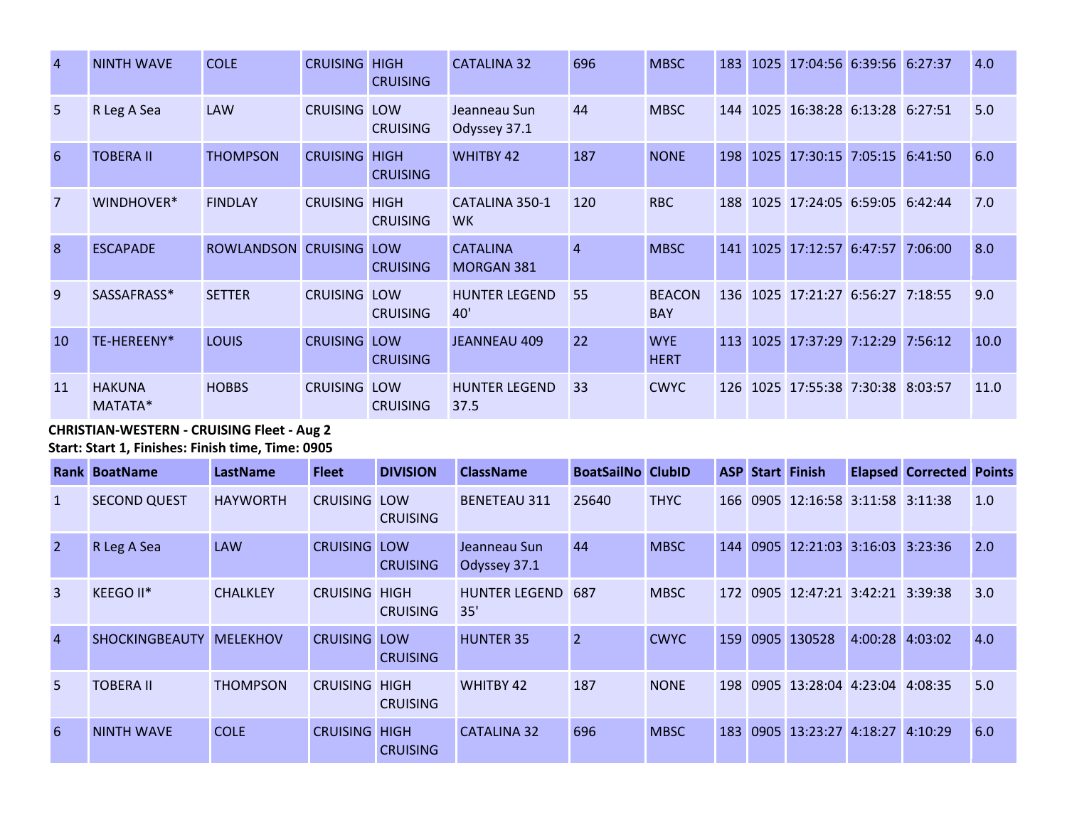| 4 | NINTH WAVE | COLE | CRUISING | HIGH CRUISING | CATALINA 32 | 696 | MBSC | 183 | 1025 | 17:04:56 | 6:39:56 | 6:27:37 | 4.0 |
|---|---|---|---|---|---|---|---|---|---|---|---|---|---|
| 5 | R Leg A Sea | LAW | CRUISING | LOW CRUISING | Jeanneau Sun Odyssey 37.1 | 44 | MBSC | 144 | 1025 | 16:38:28 | 6:13:28 | 6:27:51 | 5.0 |
| 6 | TOBERA II | THOMPSON | CRUISING | HIGH CRUISING | WHITBY 42 | 187 | NONE | 198 | 1025 | 17:30:15 | 7:05:15 | 6:41:50 | 6.0 |
| 7 | WINDHOVER* | FINDLAY | CRUISING | HIGH CRUISING | CATALINA 350-1 WK | 120 | RBC | 188 | 1025 | 17:24:05 | 6:59:05 | 6:42:44 | 7.0 |
| 8 | ESCAPADE | ROWLANDSON | CRUISING | LOW CRUISING | CATALINA MORGAN 381 | 4 | MBSC | 141 | 1025 | 17:12:57 | 6:47:57 | 7:06:00 | 8.0 |
| 9 | SASSAFRASS* | SETTER | CRUISING | LOW CRUISING | HUNTER LEGEND 40' | 55 | BEACON BAY | 136 | 1025 | 17:21:27 | 6:56:27 | 7:18:55 | 9.0 |
| 10 | TE-HEREENY* | LOUIS | CRUISING | LOW CRUISING | JEANNEAU 409 | 22 | WYE HERT | 113 | 1025 | 17:37:29 | 7:12:29 | 7:56:12 | 10.0 |
| 11 | HAKUNA MATATA* | HOBBS | CRUISING | LOW CRUISING | HUNTER LEGEND 37.5 | 33 | CWYC | 126 | 1025 | 17:55:38 | 7:30:38 | 8:03:57 | 11.0 |

**CHRISTIAN-WESTERN - CRUISING Fleet - Aug 2**
**Start: Start 1, Finishes: Finish time, Time: 0905**

| Rank | BoatName | LastName | Fleet | DIVISION | ClassName | BoatSailNo | ClubID | ASP | Start | Finish | Elapsed | Corrected | Points |
|---|---|---|---|---|---|---|---|---|---|---|---|---|---|
| 1 | SECOND QUEST | HAYWORTH | CRUISING | LOW CRUISING | BENETEAU 311 | 25640 | THYC | 166 | 0905 | 12:16:58 | 3:11:58 | 3:11:38 | 1.0 |
| 2 | R Leg A Sea | LAW | CRUISING | LOW CRUISING | Jeanneau Sun Odyssey 37.1 | 44 | MBSC | 144 | 0905 | 12:21:03 | 3:16:03 | 3:23:36 | 2.0 |
| 3 | KEEGO II* | CHALKLEY | CRUISING | HIGH CRUISING | HUNTER LEGEND 35' | 687 | MBSC | 172 | 0905 | 12:47:21 | 3:42:21 | 3:39:38 | 3.0 |
| 4 | SHOCKINGBEAUTY | MELEKHOV | CRUISING | LOW CRUISING | HUNTER 35 | 2 | CWYC | 159 | 0905 | 130528 | 4:00:28 | 4:03:02 | 4.0 |
| 5 | TOBERA II | THOMPSON | CRUISING | HIGH CRUISING | WHITBY 42 | 187 | NONE | 198 | 0905 | 13:28:04 | 4:23:04 | 4:08:35 | 5.0 |
| 6 | NINTH WAVE | COLE | CRUISING | HIGH CRUISING | CATALINA 32 | 696 | MBSC | 183 | 0905 | 13:23:27 | 4:18:27 | 4:10:29 | 6.0 |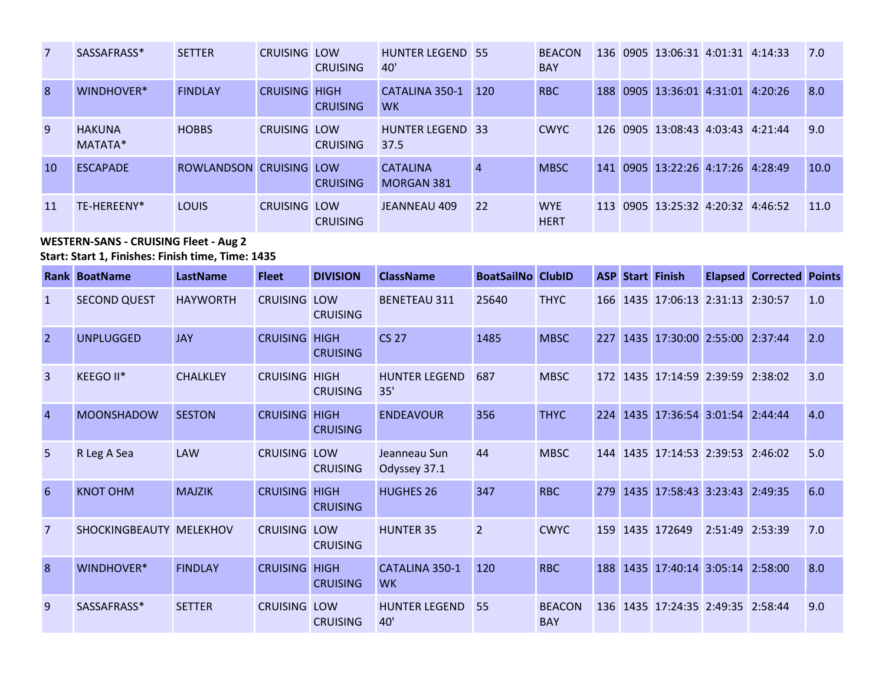| Rank | BoatName | LastName | Fleet | DIVISION | ClassName | BoatSailNo | ClubID | ASP | Start | Finish | Elapsed | Corrected | Points |
|---|---|---|---|---|---|---|---|---|---|---|---|---|---|
| 7 | SASSAFRASS* | SETTER | CRUISING | LOW CRUISING | HUNTER LEGEND 40' | 55 | BEACON BAY | 136 | 0905 | 13:06:31 | 4:01:31 | 4:14:33 | 7.0 |
| 8 | WINDHOVER* | FINDLAY | CRUISING | HIGH CRUISING | CATALINA 350-1 WK | 120 | RBC | 188 | 0905 | 13:36:01 | 4:31:01 | 4:20:26 | 8.0 |
| 9 | HAKUNA MATATA* | HOBBS | CRUISING | LOW CRUISING | HUNTER LEGEND 37.5 | 33 | CWYC | 126 | 0905 | 13:08:43 | 4:03:43 | 4:21:44 | 9.0 |
| 10 | ESCAPADE | ROWLANDSON | CRUISING | LOW CRUISING | CATALINA MORGAN 381 | 4 | MBSC | 141 | 0905 | 13:22:26 | 4:17:26 | 4:28:49 | 10.0 |
| 11 | TE-HEREENY* | LOUIS | CRUISING | LOW CRUISING | JEANNEAU 409 | 22 | WYE HERT | 113 | 0905 | 13:25:32 | 4:20:32 | 4:46:52 | 11.0 |

**WESTERN-SANS - CRUISING Fleet - Aug 2**

**Start: Start 1, Finishes: Finish time, Time: 1435**

| Rank | BoatName | LastName | Fleet | DIVISION | ClassName | BoatSailNo | ClubID | ASP | Start | Finish | Elapsed | Corrected | Points |
|---|---|---|---|---|---|---|---|---|---|---|---|---|---|
| 1 | SECOND QUEST | HAYWORTH | CRUISING | LOW CRUISING | BENETEAU 311 | 25640 | THYC | 166 | 1435 | 17:06:13 | 2:31:13 | 2:30:57 | 1.0 |
| 2 | UNPLUGGED | JAY | CRUISING | HIGH CRUISING | CS 27 | 1485 | MBSC | 227 | 1435 | 17:30:00 | 2:55:00 | 2:37:44 | 2.0 |
| 3 | KEEGO II* | CHALKLEY | CRUISING | HIGH CRUISING | HUNTER LEGEND 35' | 687 | MBSC | 172 | 1435 | 17:14:59 | 2:39:59 | 2:38:02 | 3.0 |
| 4 | MOONSHADOW | SESTON | CRUISING | HIGH CRUISING | ENDEAVOUR | 356 | THYC | 224 | 1435 | 17:36:54 | 3:01:54 | 2:44:44 | 4.0 |
| 5 | R Leg A Sea | LAW | CRUISING | LOW CRUISING | Jeanneau Sun Odyssey 37.1 | 44 | MBSC | 144 | 1435 | 17:14:53 | 2:39:53 | 2:46:02 | 5.0 |
| 6 | KNOT OHM | MAJZIK | CRUISING | HIGH CRUISING | HUGHES 26 | 347 | RBC | 279 | 1435 | 17:58:43 | 3:23:43 | 2:49:35 | 6.0 |
| 7 | SHOCKINGBEAUTY | MELEKHOV | CRUISING | LOW CRUISING | HUNTER 35 | 2 | CWYC | 159 | 1435 | 172649 | 2:51:49 | 2:53:39 | 7.0 |
| 8 | WINDHOVER* | FINDLAY | CRUISING | HIGH CRUISING | CATALINA 350-1 WK | 120 | RBC | 188 | 1435 | 17:40:14 | 3:05:14 | 2:58:00 | 8.0 |
| 9 | SASSAFRASS* | SETTER | CRUISING | LOW CRUISING | HUNTER LEGEND 40' | 55 | BEACON BAY | 136 | 1435 | 17:24:35 | 2:49:35 | 2:58:44 | 9.0 |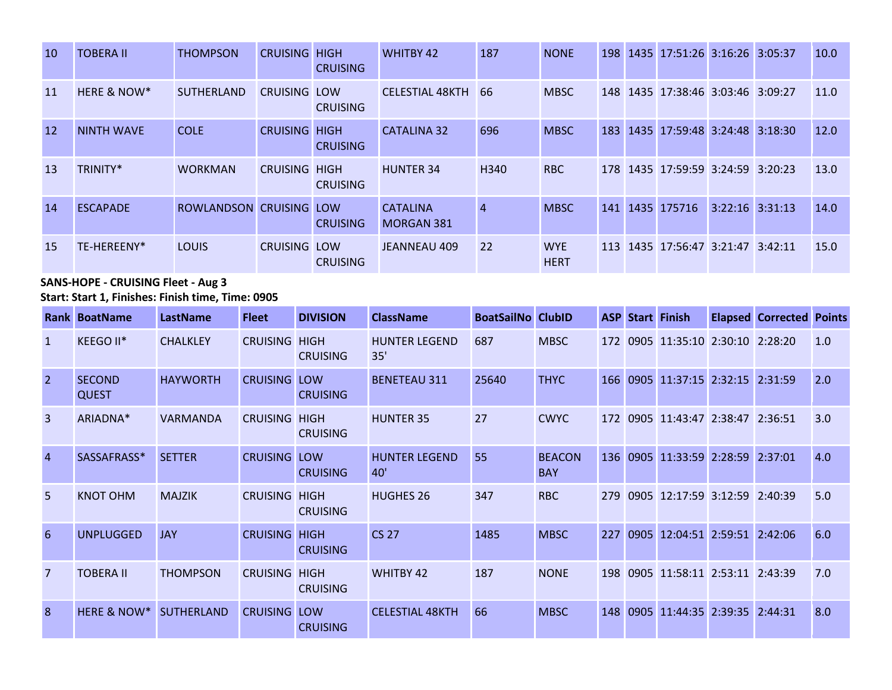| | | | | | | | | | | | | | |
|---|---|---|---|---|---|---|---|---|---|---|---|---|---|
| 10 | TOBERA II | THOMPSON | CRUISING | HIGH CRUISING | WHITBY 42 | 187 | NONE | 198 | 1435 | 17:51:26 | 3:16:26 | 3:05:37 | 10.0 |
| 11 | HERE & NOW* | SUTHERLAND | CRUISING | LOW CRUISING | CELESTIAL 48KTH | 66 | MBSC | 148 | 1435 | 17:38:46 | 3:03:46 | 3:09:27 | 11.0 |
| 12 | NINTH WAVE | COLE | CRUISING | HIGH CRUISING | CATALINA 32 | 696 | MBSC | 183 | 1435 | 17:59:48 | 3:24:48 | 3:18:30 | 12.0 |
| 13 | TRINITY* | WORKMAN | CRUISING | HIGH CRUISING | HUNTER 34 | H340 | RBC | 178 | 1435 | 17:59:59 | 3:24:59 | 3:20:23 | 13.0 |
| 14 | ESCAPADE | ROWLANDSON | CRUISING | LOW CRUISING | CATALINA MORGAN 381 | 4 | MBSC | 141 | 1435 | 175716 | 3:22:16 | 3:31:13 | 14.0 |
| 15 | TE-HEREENY* | LOUIS | CRUISING | LOW CRUISING | JEANNEAU 409 | 22 | WYE HERT | 113 | 1435 | 17:56:47 | 3:21:47 | 3:42:11 | 15.0 |

**SANS-HOPE - CRUISING Fleet - Aug 3**

**Start: Start 1, Finishes: Finish time, Time: 0905**

| Rank | BoatName | LastName | Fleet | DIVISION | ClassName | BoatSailNo | ClubID | ASP | Start | Finish | Elapsed | Corrected | Points |
|---|---|---|---|---|---|---|---|---|---|---|---|---|---|
| 1 | KEEGO II* | CHALKLEY | CRUISING | HIGH CRUISING | HUNTER LEGEND 35' | 687 | MBSC | 172 | 0905 | 11:35:10 | 2:30:10 | 2:28:20 | 1.0 |
| 2 | SECOND QUEST | HAYWORTH | CRUISING | LOW CRUISING | BENETEAU 311 | 25640 | THYC | 166 | 0905 | 11:37:15 | 2:32:15 | 2:31:59 | 2.0 |
| 3 | ARIADNA* | VARMANDA | CRUISING | HIGH CRUISING | HUNTER 35 | 27 | CWYC | 172 | 0905 | 11:43:47 | 2:38:47 | 2:36:51 | 3.0 |
| 4 | SASSAFRASS* | SETTER | CRUISING | LOW CRUISING | HUNTER LEGEND 40' | 55 | BEACON BAY | 136 | 0905 | 11:33:59 | 2:28:59 | 2:37:01 | 4.0 |
| 5 | KNOT OHM | MAJZIK | CRUISING | HIGH CRUISING | HUGHES 26 | 347 | RBC | 279 | 0905 | 12:17:59 | 3:12:59 | 2:40:39 | 5.0 |
| 6 | UNPLUGGED | JAY | CRUISING | HIGH CRUISING | CS 27 | 1485 | MBSC | 227 | 0905 | 12:04:51 | 2:59:51 | 2:42:06 | 6.0 |
| 7 | TOBERA II | THOMPSON | CRUISING | HIGH CRUISING | WHITBY 42 | 187 | NONE | 198 | 0905 | 11:58:11 | 2:53:11 | 2:43:39 | 7.0 |
| 8 | HERE & NOW* | SUTHERLAND | CRUISING | LOW CRUISING | CELESTIAL 48KTH | 66 | MBSC | 148 | 0905 | 11:44:35 | 2:39:35 | 2:44:31 | 8.0 |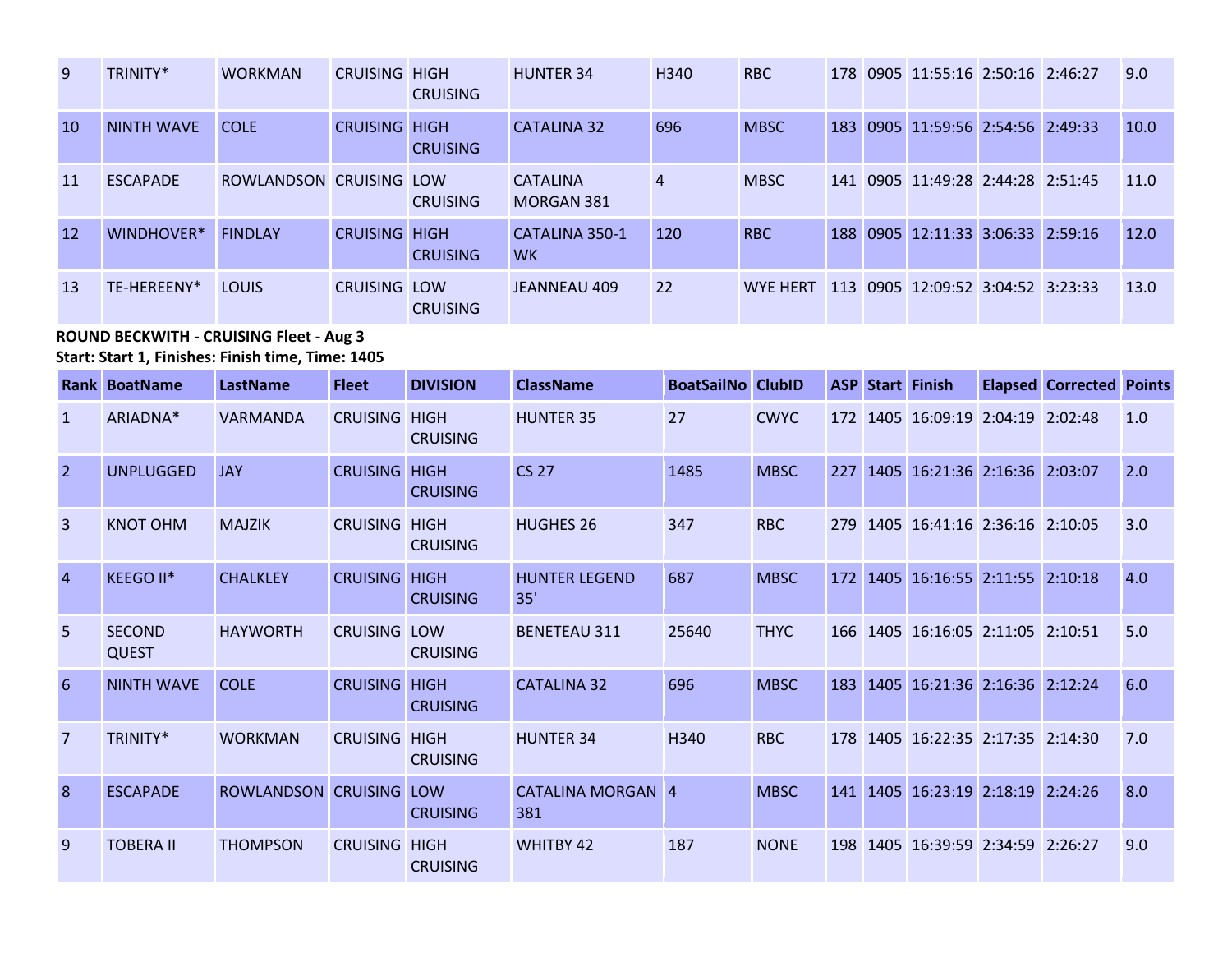| Rank | BoatName | LastName | Fleet | DIVISION | ClassName | BoatSailNo | ClubID | ASP | Start | Finish | Elapsed | Corrected | Points |
|---|---|---|---|---|---|---|---|---|---|---|---|---|---|
| 9 | TRINITY* | WORKMAN | CRUISING | HIGH CRUISING | HUNTER 34 | H340 | RBC | 178 | 0905 | 11:55:16 | 2:50:16 | 2:46:27 | 9.0 |
| 10 | NINTH WAVE | COLE | CRUISING | HIGH CRUISING | CATALINA 32 | 696 | MBSC | 183 | 0905 | 11:59:56 | 2:54:56 | 2:49:33 | 10.0 |
| 11 | ESCAPADE | ROWLANDSON | CRUISING | LOW CRUISING | CATALINA MORGAN 381 | 4 | MBSC | 141 | 0905 | 11:49:28 | 2:44:28 | 2:51:45 | 11.0 |
| 12 | WINDHOVER* | FINDLAY | CRUISING | HIGH CRUISING | CATALINA 350-1 WK | 120 | RBC | 188 | 0905 | 12:11:33 | 3:06:33 | 2:59:16 | 12.0 |
| 13 | TE-HEREENY* | LOUIS | CRUISING | LOW CRUISING | JEANNEAU 409 | 22 | WYE HERT | 113 | 0905 | 12:09:52 | 3:04:52 | 3:23:33 | 13.0 |

**ROUND BECKWITH - CRUISING Fleet - Aug 3**

**Start: Start 1, Finishes: Finish time, Time: 1405**

| Rank | BoatName | LastName | Fleet | DIVISION | ClassName | BoatSailNo | ClubID | ASP | Start | Finish | Elapsed | Corrected | Points |
|---|---|---|---|---|---|---|---|---|---|---|---|---|---|
| 1 | ARIADNA* | VARMANDA | CRUISING | HIGH CRUISING | HUNTER 35 | 27 | CWYC | 172 | 1405 | 16:09:19 | 2:04:19 | 2:02:48 | 1.0 |
| 2 | UNPLUGGED | JAY | CRUISING | HIGH CRUISING | CS 27 | 1485 | MBSC | 227 | 1405 | 16:21:36 | 2:16:36 | 2:03:07 | 2.0 |
| 3 | KNOT OHM | MAJZIK | CRUISING | HIGH CRUISING | HUGHES 26 | 347 | RBC | 279 | 1405 | 16:41:16 | 2:36:16 | 2:10:05 | 3.0 |
| 4 | KEEGO II* | CHALKLEY | CRUISING | HIGH CRUISING | HUNTER LEGEND 35' | 687 | MBSC | 172 | 1405 | 16:16:55 | 2:11:55 | 2:10:18 | 4.0 |
| 5 | SECOND QUEST | HAYWORTH | CRUISING | LOW CRUISING | BENETEAU 311 | 25640 | THYC | 166 | 1405 | 16:16:05 | 2:11:05 | 2:10:51 | 5.0 |
| 6 | NINTH WAVE | COLE | CRUISING | HIGH CRUISING | CATALINA 32 | 696 | MBSC | 183 | 1405 | 16:21:36 | 2:16:36 | 2:12:24 | 6.0 |
| 7 | TRINITY* | WORKMAN | CRUISING | HIGH CRUISING | HUNTER 34 | H340 | RBC | 178 | 1405 | 16:22:35 | 2:17:35 | 2:14:30 | 7.0 |
| 8 | ESCAPADE | ROWLANDSON | CRUISING | LOW CRUISING | CATALINA MORGAN 381 | 4 | MBSC | 141 | 1405 | 16:23:19 | 2:18:19 | 2:24:26 | 8.0 |
| 9 | TOBERA II | THOMPSON | CRUISING | HIGH CRUISING | WHITBY 42 | 187 | NONE | 198 | 1405 | 16:39:59 | 2:34:59 | 2:26:27 | 9.0 |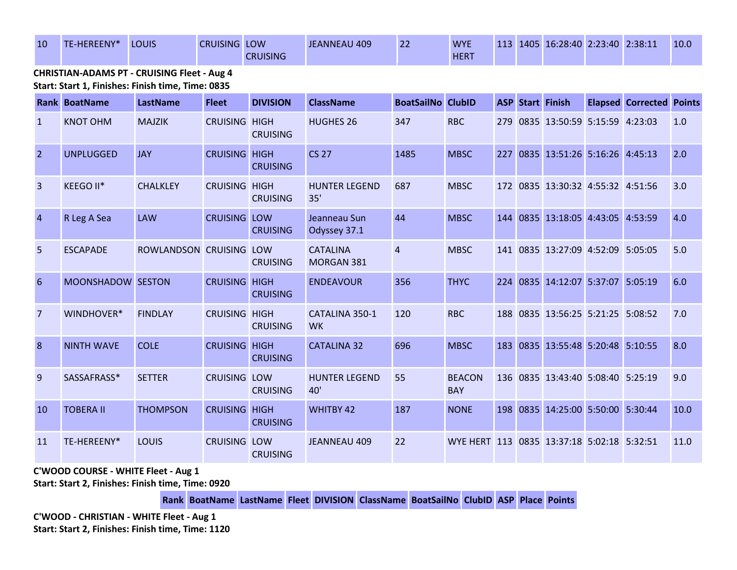| 10 | TE-HEREENY* | LOUIS | CRUISING | LOW CRUISING | JEANNEAU 409 | 22 | WYE HERT | 113 | 1405 | 16:28:40 | 2:23:40 | 2:38:11 | 10.0 |
|---|---|---|---|---|---|---|---|---|---|---|---|---|---|

**CHRISTIAN-ADAMS PT - CRUISING Fleet - Aug 4**
**Start: Start 1, Finishes: Finish time, Time: 0835**

| Rank | BoatName | LastName | Fleet | DIVISION | ClassName | BoatSailNo | ClubID | ASP | Start | Finish | Elapsed | Corrected | Points |
|---|---|---|---|---|---|---|---|---|---|---|---|---|---|
| 1 | KNOT OHM | MAJZIK | CRUISING | HIGH CRUISING | HUGHES 26 | 347 | RBC | 279 | 0835 | 13:50:59 | 5:15:59 | 4:23:03 | 1.0 |
| 2 | UNPLUGGED | JAY | CRUISING | HIGH CRUISING | CS 27 | 1485 | MBSC | 227 | 0835 | 13:51:26 | 5:16:26 | 4:45:13 | 2.0 |
| 3 | KEEGO II* | CHALKLEY | CRUISING | HIGH CRUISING | HUNTER LEGEND 35' | 687 | MBSC | 172 | 0835 | 13:30:32 | 4:55:32 | 4:51:56 | 3.0 |
| 4 | R Leg A Sea | LAW | CRUISING | LOW CRUISING | Jeanneau Sun Odyssey 37.1 | 44 | MBSC | 144 | 0835 | 13:18:05 | 4:43:05 | 4:53:59 | 4.0 |
| 5 | ESCAPADE | ROWLANDSON | CRUISING | LOW CRUISING | CATALINA MORGAN 381 | 4 | MBSC | 141 | 0835 | 13:27:09 | 4:52:09 | 5:05:05 | 5.0 |
| 6 | MOONSHADOW | SESTON | CRUISING | HIGH CRUISING | ENDEAVOUR | 356 | THYC | 224 | 0835 | 14:12:07 | 5:37:07 | 5:05:19 | 6.0 |
| 7 | WINDHOVER* | FINDLAY | CRUISING | HIGH CRUISING | CATALINA 350-1 WK | 120 | RBC | 188 | 0835 | 13:56:25 | 5:21:25 | 5:08:52 | 7.0 |
| 8 | NINTH WAVE | COLE | CRUISING | HIGH CRUISING | CATALINA 32 | 696 | MBSC | 183 | 0835 | 13:55:48 | 5:20:48 | 5:10:55 | 8.0 |
| 9 | SASSAFRASS* | SETTER | CRUISING | LOW CRUISING | HUNTER LEGEND 40' | 55 | BEACON BAY | 136 | 0835 | 13:43:40 | 5:08:40 | 5:25:19 | 9.0 |
| 10 | TOBERA II | THOMPSON | CRUISING | HIGH CRUISING | WHITBY 42 | 187 | NONE | 198 | 0835 | 14:25:00 | 5:50:00 | 5:30:44 | 10.0 |
| 11 | TE-HEREENY* | LOUIS | CRUISING | LOW CRUISING | JEANNEAU 409 | 22 | WYE HERT | 113 | 0835 | 13:37:18 | 5:02:18 | 5:32:51 | 11.0 |

**C'WOOD COURSE - WHITE Fleet - Aug 1**
**Start: Start 2, Finishes: Finish time, Time: 0920**

| Rank | BoatName | LastName | Fleet | DIVISION | ClassName | BoatSailNo | ClubID | ASP | Place | Points |
|---|---|---|---|---|---|---|---|---|---|---|

**C'WOOD - CHRISTIAN - WHITE Fleet - Aug 1**
**Start: Start 2, Finishes: Finish time, Time: 1120**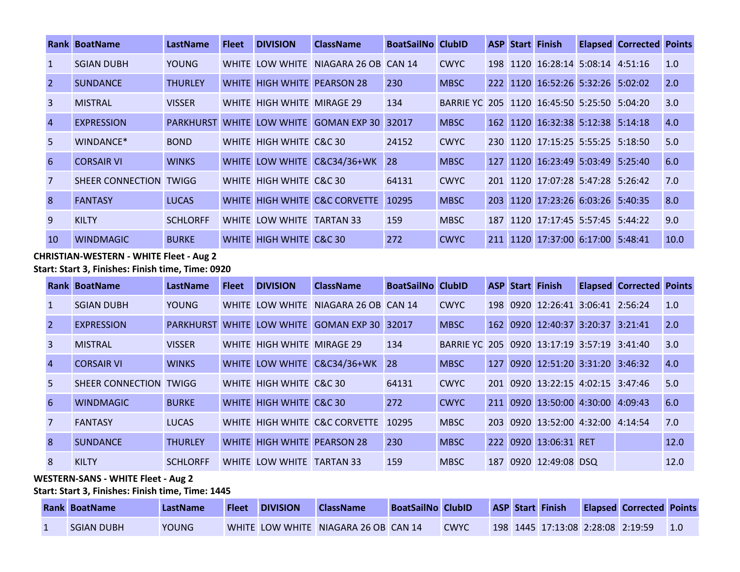| Rank | BoatName | LastName | Fleet | DIVISION | ClassName | BoatSailNo | ClubID | ASP | Start | Finish | Elapsed | Corrected | Points |
|---|---|---|---|---|---|---|---|---|---|---|---|---|---|
| 1 | SGIAN DUBH | YOUNG | WHITE | LOW WHITE | NIAGARA 26 OB | CAN 14 | CWYC | 198 | 1120 | 16:28:14 | 5:08:14 | 4:51:16 | 1.0 |
| 2 | SUNDANCE | THURLEY | WHITE | HIGH WHITE | PEARSON 28 | 230 | MBSC | 222 | 1120 | 16:52:26 | 5:32:26 | 5:02:02 | 2.0 |
| 3 | MISTRAL | VISSER | WHITE | HIGH WHITE | MIRAGE 29 | 134 | BARRIE YC | 205 | 1120 | 16:45:50 | 5:25:50 | 5:04:20 | 3.0 |
| 4 | EXPRESSION | PARKHURST | WHITE | LOW WHITE | GOMAN EXP 30 | 32017 | MBSC | 162 | 1120 | 16:32:38 | 5:12:38 | 5:14:18 | 4.0 |
| 5 | WINDANCE* | BOND | WHITE | HIGH WHITE | C&C 30 | 24152 | CWYC | 230 | 1120 | 17:15:25 | 5:55:25 | 5:18:50 | 5.0 |
| 6 | CORSAIR VI | WINKS | WHITE | LOW WHITE | C&C34/36+WK | 28 | MBSC | 127 | 1120 | 16:23:49 | 5:03:49 | 5:25:40 | 6.0 |
| 7 | SHEER CONNECTION | TWIGG | WHITE | HIGH WHITE | C&C 30 | 64131 | CWYC | 201 | 1120 | 17:07:28 | 5:47:28 | 5:26:42 | 7.0 |
| 8 | FANTASY | LUCAS | WHITE | HIGH WHITE | C&C CORVETTE | 10295 | MBSC | 203 | 1120 | 17:23:26 | 6:03:26 | 5:40:35 | 8.0 |
| 9 | KILTY | SCHLORFF | WHITE | LOW WHITE | TARTAN 33 | 159 | MBSC | 187 | 1120 | 17:17:45 | 5:57:45 | 5:44:22 | 9.0 |
| 10 | WINDMAGIC | BURKE | WHITE | HIGH WHITE | C&C 30 | 272 | CWYC | 211 | 1120 | 17:37:00 | 6:17:00 | 5:48:41 | 10.0 |

**CHRISTIAN-WESTERN - WHITE Fleet - Aug 2**

**Start: Start 3, Finishes: Finish time, Time: 0920**

| Rank | BoatName | LastName | Fleet | DIVISION | ClassName | BoatSailNo | ClubID | ASP | Start | Finish | Elapsed | Corrected | Points |
|---|---|---|---|---|---|---|---|---|---|---|---|---|---|
| 1 | SGIAN DUBH | YOUNG | WHITE | LOW WHITE | NIAGARA 26 OB | CAN 14 | CWYC | 198 | 0920 | 12:26:41 | 3:06:41 | 2:56:24 | 1.0 |
| 2 | EXPRESSION | PARKHURST | WHITE | LOW WHITE | GOMAN EXP 30 | 32017 | MBSC | 162 | 0920 | 12:40:37 | 3:20:37 | 3:21:41 | 2.0 |
| 3 | MISTRAL | VISSER | WHITE | HIGH WHITE | MIRAGE 29 | 134 | BARRIE YC | 205 | 0920 | 13:17:19 | 3:57:19 | 3:41:40 | 3.0 |
| 4 | CORSAIR VI | WINKS | WHITE | LOW WHITE | C&C34/36+WK | 28 | MBSC | 127 | 0920 | 12:51:20 | 3:31:20 | 3:46:32 | 4.0 |
| 5 | SHEER CONNECTION | TWIGG | WHITE | HIGH WHITE | C&C 30 | 64131 | CWYC | 201 | 0920 | 13:22:15 | 4:02:15 | 3:47:46 | 5.0 |
| 6 | WINDMAGIC | BURKE | WHITE | HIGH WHITE | C&C 30 | 272 | CWYC | 211 | 0920 | 13:50:00 | 4:30:00 | 4:09:43 | 6.0 |
| 7 | FANTASY | LUCAS | WHITE | HIGH WHITE | C&C CORVETTE | 10295 | MBSC | 203 | 0920 | 13:52:00 | 4:32:00 | 4:14:54 | 7.0 |
| 8 | SUNDANCE | THURLEY | WHITE | HIGH WHITE | PEARSON 28 | 230 | MBSC | 222 | 0920 | 13:06:31 | RET | | 12.0 |
| 8 | KILTY | SCHLORFF | WHITE | LOW WHITE | TARTAN 33 | 159 | MBSC | 187 | 0920 | 12:49:08 | DSQ | | 12.0 |

**WESTERN-SANS - WHITE Fleet - Aug 2**

**Start: Start 3, Finishes: Finish time, Time: 1445**

| Rank | BoatName | LastName | Fleet | DIVISION | ClassName | BoatSailNo | ClubID | ASP | Start | Finish | Elapsed | Corrected | Points |
|---|---|---|---|---|---|---|---|---|---|---|---|---|---|
| 1 | SGIAN DUBH | YOUNG | WHITE | LOW WHITE | NIAGARA 26 OB | CAN 14 | CWYC | 198 | 1445 | 17:13:08 | 2:28:08 | 2:19:59 | 1.0 |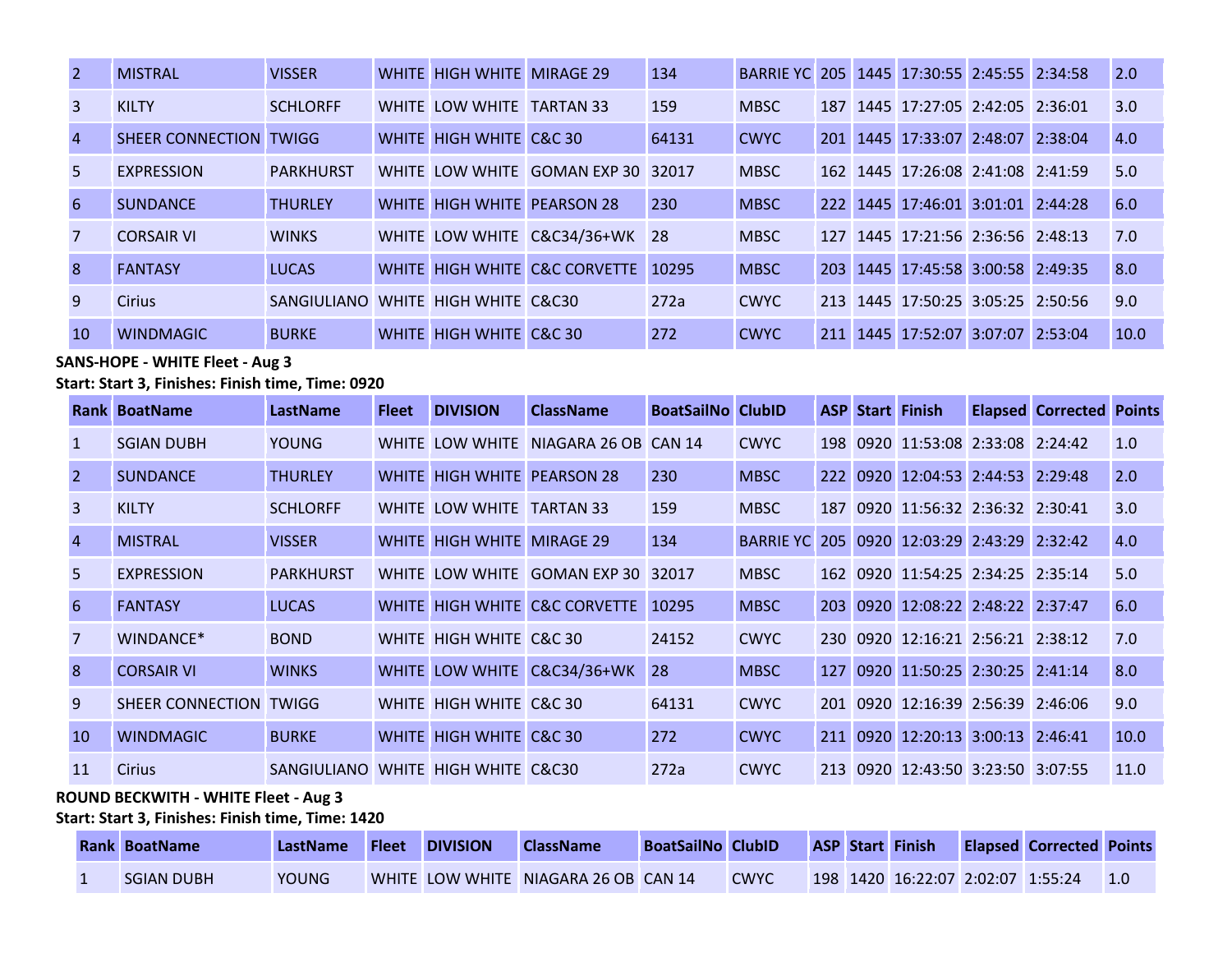| Rank | BoatName | LastName | Fleet | DIVISION | ClassName | BoatSailNo | ClubID | ASP | Start | Finish | Elapsed | Corrected | Points |
|---|---|---|---|---|---|---|---|---|---|---|---|---|---|
| 2 | MISTRAL | VISSER | WHITE | HIGH WHITE | MIRAGE 29 | 134 | BARRIE YC | 205 | 1445 | 17:30:55 | 2:45:55 | 2:34:58 | 2.0 |
| 3 | KILTY | SCHLORFF | WHITE | LOW WHITE | TARTAN 33 | 159 | MBSC | 187 | 1445 | 17:27:05 | 2:42:05 | 2:36:01 | 3.0 |
| 4 | SHEER CONNECTION | TWIGG | WHITE | HIGH WHITE | C&C 30 | 64131 | CWYC | 201 | 1445 | 17:33:07 | 2:48:07 | 2:38:04 | 4.0 |
| 5 | EXPRESSION | PARKHURST | WHITE | LOW WHITE | GOMAN EXP 30 | 32017 | MBSC | 162 | 1445 | 17:26:08 | 2:41:08 | 2:41:59 | 5.0 |
| 6 | SUNDANCE | THURLEY | WHITE | HIGH WHITE | PEARSON 28 | 230 | MBSC | 222 | 1445 | 17:46:01 | 3:01:01 | 2:44:28 | 6.0 |
| 7 | CORSAIR VI | WINKS | WHITE | LOW WHITE | C&C34/36+WK | 28 | MBSC | 127 | 1445 | 17:21:56 | 2:36:56 | 2:48:13 | 7.0 |
| 8 | FANTASY | LUCAS | WHITE | HIGH WHITE | C&C CORVETTE | 10295 | MBSC | 203 | 1445 | 17:45:58 | 3:00:58 | 2:49:35 | 8.0 |
| 9 | Cirius | SANGIULIANO | WHITE | HIGH WHITE | C&C30 | 272a | CWYC | 213 | 1445 | 17:50:25 | 3:05:25 | 2:50:56 | 9.0 |
| 10 | WINDMAGIC | BURKE | WHITE | HIGH WHITE | C&C 30 | 272 | CWYC | 211 | 1445 | 17:52:07 | 3:07:07 | 2:53:04 | 10.0 |

**SANS-HOPE - WHITE Fleet - Aug 3**

**Start: Start 3, Finishes: Finish time, Time: 0920**

| Rank | BoatName | LastName | Fleet | DIVISION | ClassName | BoatSailNo | ClubID | ASP | Start | Finish | Elapsed | Corrected | Points |
|---|---|---|---|---|---|---|---|---|---|---|---|---|---|
| 1 | SGIAN DUBH | YOUNG | WHITE | LOW WHITE | NIAGARA 26 OB | CAN 14 | CWYC | 198 | 0920 | 11:53:08 | 2:33:08 | 2:24:42 | 1.0 |
| 2 | SUNDANCE | THURLEY | WHITE | HIGH WHITE | PEARSON 28 | 230 | MBSC | 222 | 0920 | 12:04:53 | 2:44:53 | 2:29:48 | 2.0 |
| 3 | KILTY | SCHLORFF | WHITE | LOW WHITE | TARTAN 33 | 159 | MBSC | 187 | 0920 | 11:56:32 | 2:36:32 | 2:30:41 | 3.0 |
| 4 | MISTRAL | VISSER | WHITE | HIGH WHITE | MIRAGE 29 | 134 | BARRIE YC | 205 | 0920 | 12:03:29 | 2:43:29 | 2:32:42 | 4.0 |
| 5 | EXPRESSION | PARKHURST | WHITE | LOW WHITE | GOMAN EXP 30 | 32017 | MBSC | 162 | 0920 | 11:54:25 | 2:34:25 | 2:35:14 | 5.0 |
| 6 | FANTASY | LUCAS | WHITE | HIGH WHITE | C&C CORVETTE | 10295 | MBSC | 203 | 0920 | 12:08:22 | 2:48:22 | 2:37:47 | 6.0 |
| 7 | WINDANCE* | BOND | WHITE | HIGH WHITE | C&C 30 | 24152 | CWYC | 230 | 0920 | 12:16:21 | 2:56:21 | 2:38:12 | 7.0 |
| 8 | CORSAIR VI | WINKS | WHITE | LOW WHITE | C&C34/36+WK | 28 | MBSC | 127 | 0920 | 11:50:25 | 2:30:25 | 2:41:14 | 8.0 |
| 9 | SHEER CONNECTION | TWIGG | WHITE | HIGH WHITE | C&C 30 | 64131 | CWYC | 201 | 0920 | 12:16:39 | 2:56:39 | 2:46:06 | 9.0 |
| 10 | WINDMAGIC | BURKE | WHITE | HIGH WHITE | C&C 30 | 272 | CWYC | 211 | 0920 | 12:20:13 | 3:00:13 | 2:46:41 | 10.0 |
| 11 | Cirius | SANGIULIANO | WHITE | HIGH WHITE | C&C30 | 272a | CWYC | 213 | 0920 | 12:43:50 | 3:23:50 | 3:07:55 | 11.0 |

**ROUND BECKWITH - WHITE Fleet - Aug 3**

**Start: Start 3, Finishes: Finish time, Time: 1420**

| Rank | BoatName | LastName | Fleet | DIVISION | ClassName | BoatSailNo | ClubID | ASP | Start | Finish | Elapsed | Corrected | Points |
|---|---|---|---|---|---|---|---|---|---|---|---|---|---|
| 1 | SGIAN DUBH | YOUNG | WHITE | LOW WHITE | NIAGARA 26 OB | CAN 14 | CWYC | 198 | 1420 | 16:22:07 | 2:02:07 | 1:55:24 | 1.0 |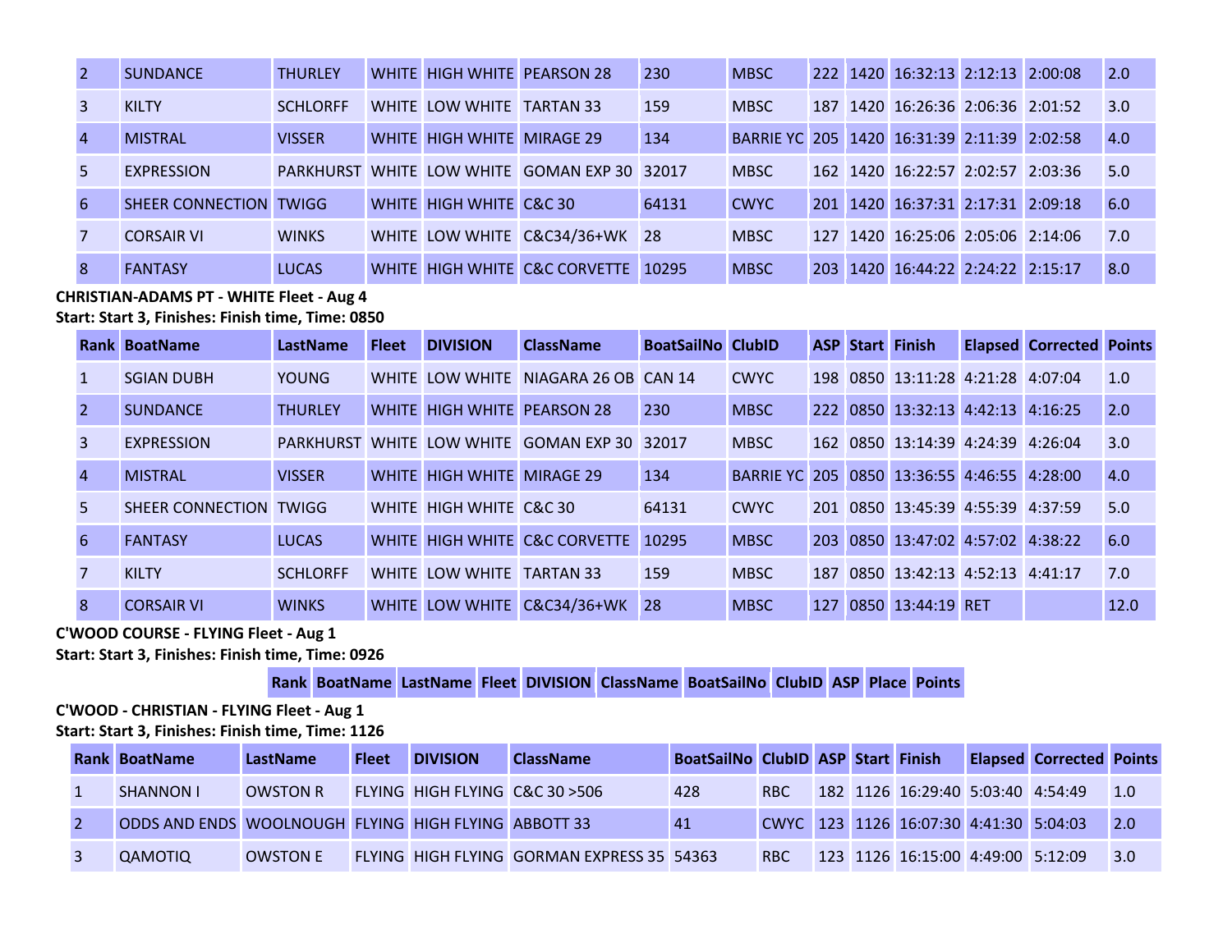| Rank | BoatName | LastName | Fleet | DIVISION | ClassName | BoatSailNo | ClubID | ASP | Start | Finish | Elapsed | Corrected | Points |
|---|---|---|---|---|---|---|---|---|---|---|---|---|---|
| 2 | SUNDANCE | THURLEY | WHITE | HIGH WHITE | PEARSON 28 | 230 | MBSC | 222 | 1420 | 16:32:13 | 2:12:13 | 2:00:08 | 2.0 |
| 3 | KILTY | SCHLORFF | WHITE | LOW WHITE | TARTAN 33 | 159 | MBSC | 187 | 1420 | 16:26:36 | 2:06:36 | 2:01:52 | 3.0 |
| 4 | MISTRAL | VISSER | WHITE | HIGH WHITE | MIRAGE 29 | 134 | BARRIE YC | 205 | 1420 | 16:31:39 | 2:11:39 | 2:02:58 | 4.0 |
| 5 | EXPRESSION | PARKHURST | WHITE | LOW WHITE | GOMAN EXP 30 | 32017 | MBSC | 162 | 1420 | 16:22:57 | 2:02:57 | 2:03:36 | 5.0 |
| 6 | SHEER CONNECTION | TWIGG | WHITE | HIGH WHITE | C&C 30 | 64131 | CWYC | 201 | 1420 | 16:37:31 | 2:17:31 | 2:09:18 | 6.0 |
| 7 | CORSAIR VI | WINKS | WHITE | LOW WHITE | C&C34/36+WK | 28 | MBSC | 127 | 1420 | 16:25:06 | 2:05:06 | 2:14:06 | 7.0 |
| 8 | FANTASY | LUCAS | WHITE | HIGH WHITE | C&C CORVETTE | 10295 | MBSC | 203 | 1420 | 16:44:22 | 2:24:22 | 2:15:17 | 8.0 |

**CHRISTIAN-ADAMS PT - WHITE Fleet - Aug 4**
**Start: Start 3, Finishes: Finish time, Time: 0850**

| Rank | BoatName | LastName | Fleet | DIVISION | ClassName | BoatSailNo | ClubID | ASP | Start | Finish | Elapsed | Corrected | Points |
|---|---|---|---|---|---|---|---|---|---|---|---|---|---|
| 1 | SGIAN DUBH | YOUNG | WHITE | LOW WHITE | NIAGARA 26 OB | CAN 14 | CWYC | 198 | 0850 | 13:11:28 | 4:21:28 | 4:07:04 | 1.0 |
| 2 | SUNDANCE | THURLEY | WHITE | HIGH WHITE | PEARSON 28 | 230 | MBSC | 222 | 0850 | 13:32:13 | 4:42:13 | 4:16:25 | 2.0 |
| 3 | EXPRESSION | PARKHURST | WHITE | LOW WHITE | GOMAN EXP 30 | 32017 | MBSC | 162 | 0850 | 13:14:39 | 4:24:39 | 4:26:04 | 3.0 |
| 4 | MISTRAL | VISSER | WHITE | HIGH WHITE | MIRAGE 29 | 134 | BARRIE YC | 205 | 0850 | 13:36:55 | 4:46:55 | 4:28:00 | 4.0 |
| 5 | SHEER CONNECTION | TWIGG | WHITE | HIGH WHITE | C&C 30 | 64131 | CWYC | 201 | 0850 | 13:45:39 | 4:55:39 | 4:37:59 | 5.0 |
| 6 | FANTASY | LUCAS | WHITE | HIGH WHITE | C&C CORVETTE | 10295 | MBSC | 203 | 0850 | 13:47:02 | 4:57:02 | 4:38:22 | 6.0 |
| 7 | KILTY | SCHLORFF | WHITE | LOW WHITE | TARTAN 33 | 159 | MBSC | 187 | 0850 | 13:42:13 | 4:52:13 | 4:41:17 | 7.0 |
| 8 | CORSAIR VI | WINKS | WHITE | LOW WHITE | C&C34/36+WK | 28 | MBSC | 127 | 0850 | 13:44:19 | RET | | 12.0 |

**C'WOOD COURSE - FLYING Fleet - Aug 1**
**Start: Start 3, Finishes: Finish time, Time: 0926**

| Rank | BoatName | LastName | Fleet | DIVISION | ClassName | BoatSailNo | ClubID | ASP | Place | Points |
|---|---|---|---|---|---|---|---|---|---|---|

**C'WOOD - CHRISTIAN - FLYING Fleet - Aug 1**
**Start: Start 3, Finishes: Finish time, Time: 1126**

| Rank | BoatName | LastName | Fleet | DIVISION | ClassName | BoatSailNo | ClubID | ASP | Start | Finish | Elapsed | Corrected | Points |
|---|---|---|---|---|---|---|---|---|---|---|---|---|---|
| 1 | SHANNON I | OWSTON R | FLYING | HIGH FLYING | C&C 30 >506 | 428 | RBC | 182 | 1126 | 16:29:40 | 5:03:40 | 4:54:49 | 1.0 |
| 2 | ODDS AND ENDS | WOOLNOUGH | FLYING | HIGH FLYING | ABBOTT 33 | 41 | CWYC | 123 | 1126 | 16:07:30 | 4:41:30 | 5:04:03 | 2.0 |
| 3 | QAMOTIQ | OWSTON E | FLYING | HIGH FLYING | GORMAN EXPRESS 35 | 54363 | RBC | 123 | 1126 | 16:15:00 | 4:49:00 | 5:12:09 | 3.0 |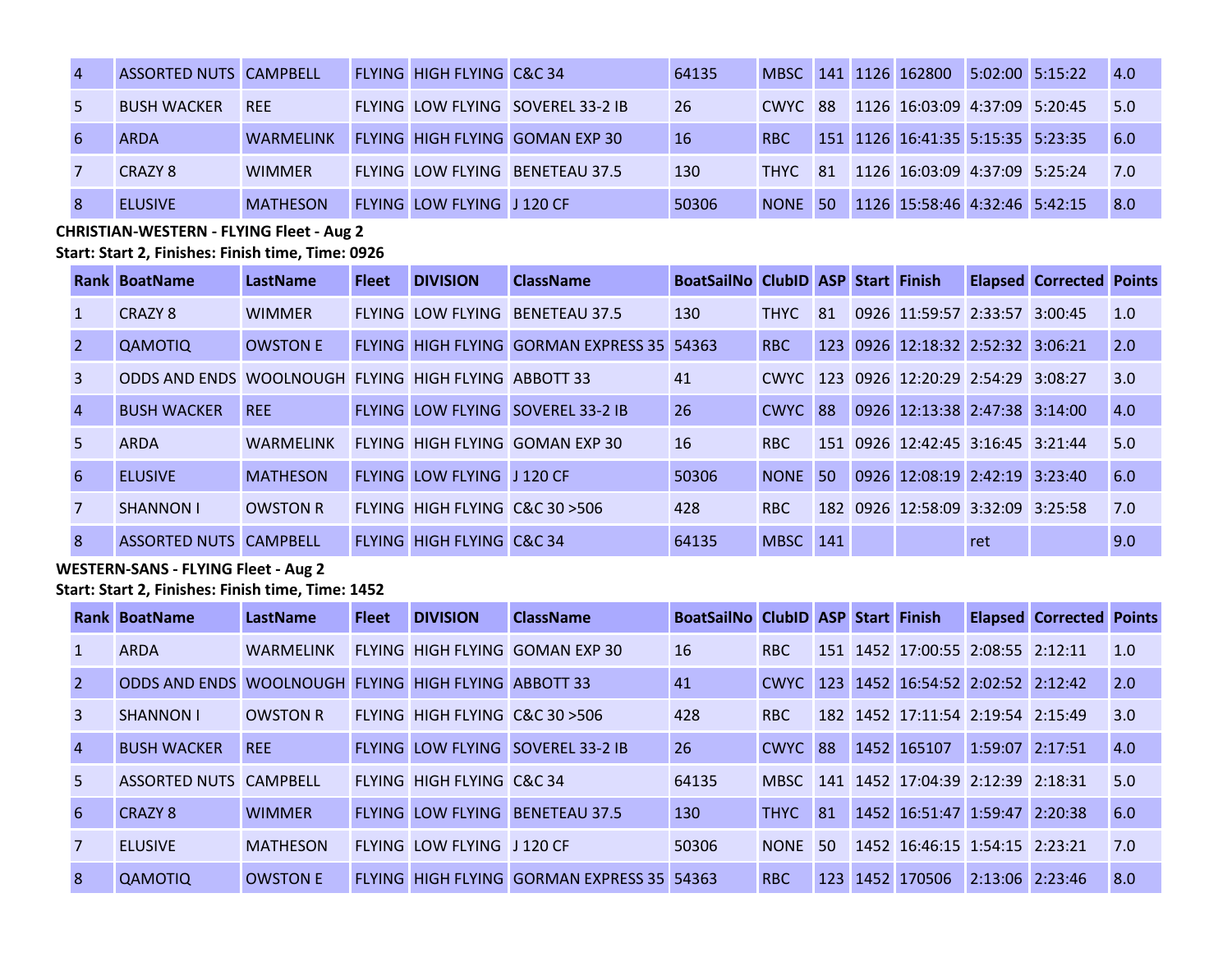| Rank | BoatName | LastName | Fleet | DIVISION | ClassName | BoatSailNo | ClubID | ASP | Start | Finish | Elapsed | Corrected | Points |
|---|---|---|---|---|---|---|---|---|---|---|---|---|---|
| 4 | ASSORTED NUTS | CAMPBELL | FLYING | HIGH FLYING | C&C 34 | 64135 | MBSC | 141 | 1126 | 162800 | 5:02:00 | 5:15:22 | 4.0 |
| 5 | BUSH WACKER | REE | FLYING | LOW FLYING | SOVEREL 33-2 IB | 26 | CWYC | 88 | 1126 | 16:03:09 | 4:37:09 | 5:20:45 | 5.0 |
| 6 | ARDA | WARMELINK | FLYING | HIGH FLYING | GOMAN EXP 30 | 16 | RBC | 151 | 1126 | 16:41:35 | 5:15:35 | 5:23:35 | 6.0 |
| 7 | CRAZY 8 | WIMMER | FLYING | LOW FLYING | BENETEAU 37.5 | 130 | THYC | 81 | 1126 | 16:03:09 | 4:37:09 | 5:25:24 | 7.0 |
| 8 | ELUSIVE | MATHESON | FLYING | LOW FLYING | J 120 CF | 50306 | NONE | 50 | 1126 | 15:58:46 | 4:32:46 | 5:42:15 | 8.0 |

**CHRISTIAN-WESTERN - FLYING Fleet - Aug 2**

**Start: Start 2, Finishes: Finish time, Time: 0926**

| Rank | BoatName | LastName | Fleet | DIVISION | ClassName | BoatSailNo | ClubID | ASP | Start | Finish | Elapsed | Corrected | Points |
|---|---|---|---|---|---|---|---|---|---|---|---|---|---|
| 1 | CRAZY 8 | WIMMER | FLYING | LOW FLYING | BENETEAU 37.5 | 130 | THYC | 81 | 0926 | 11:59:57 | 2:33:57 | 3:00:45 | 1.0 |
| 2 | QAMOTIQ | OWSTON E | FLYING | HIGH FLYING | GORMAN EXPRESS 35 | 54363 | RBC | 123 | 0926 | 12:18:32 | 2:52:32 | 3:06:21 | 2.0 |
| 3 | ODDS AND ENDS | WOOLNOUGH | FLYING | HIGH FLYING | ABBOTT 33 | 41 | CWYC | 123 | 0926 | 12:20:29 | 2:54:29 | 3:08:27 | 3.0 |
| 4 | BUSH WACKER | REE | FLYING | LOW FLYING | SOVEREL 33-2 IB | 26 | CWYC | 88 | 0926 | 12:13:38 | 2:47:38 | 3:14:00 | 4.0 |
| 5 | ARDA | WARMELINK | FLYING | HIGH FLYING | GOMAN EXP 30 | 16 | RBC | 151 | 0926 | 12:42:45 | 3:16:45 | 3:21:44 | 5.0 |
| 6 | ELUSIVE | MATHESON | FLYING | LOW FLYING | J 120 CF | 50306 | NONE | 50 | 0926 | 12:08:19 | 2:42:19 | 3:23:40 | 6.0 |
| 7 | SHANNON I | OWSTON R | FLYING | HIGH FLYING | C&C 30 >506 | 428 | RBC | 182 | 0926 | 12:58:09 | 3:32:09 | 3:25:58 | 7.0 |
| 8 | ASSORTED NUTS | CAMPBELL | FLYING | HIGH FLYING | C&C 34 | 64135 | MBSC | 141 | | | ret | | 9.0 |

**WESTERN-SANS - FLYING Fleet - Aug 2**

**Start: Start 2, Finishes: Finish time, Time: 1452**

| Rank | BoatName | LastName | Fleet | DIVISION | ClassName | BoatSailNo | ClubID | ASP | Start | Finish | Elapsed | Corrected | Points |
|---|---|---|---|---|---|---|---|---|---|---|---|---|---|
| 1 | ARDA | WARMELINK | FLYING | HIGH FLYING | GOMAN EXP 30 | 16 | RBC | 151 | 1452 | 17:00:55 | 2:08:55 | 2:12:11 | 1.0 |
| 2 | ODDS AND ENDS | WOOLNOUGH | FLYING | HIGH FLYING | ABBOTT 33 | 41 | CWYC | 123 | 1452 | 16:54:52 | 2:02:52 | 2:12:42 | 2.0 |
| 3 | SHANNON I | OWSTON R | FLYING | HIGH FLYING | C&C 30 >506 | 428 | RBC | 182 | 1452 | 17:11:54 | 2:19:54 | 2:15:49 | 3.0 |
| 4 | BUSH WACKER | REE | FLYING | LOW FLYING | SOVEREL 33-2 IB | 26 | CWYC | 88 | 1452 | 165107 | 1:59:07 | 2:17:51 | 4.0 |
| 5 | ASSORTED NUTS | CAMPBELL | FLYING | HIGH FLYING | C&C 34 | 64135 | MBSC | 141 | 1452 | 17:04:39 | 2:12:39 | 2:18:31 | 5.0 |
| 6 | CRAZY 8 | WIMMER | FLYING | LOW FLYING | BENETEAU 37.5 | 130 | THYC | 81 | 1452 | 16:51:47 | 1:59:47 | 2:20:38 | 6.0 |
| 7 | ELUSIVE | MATHESON | FLYING | LOW FLYING | J 120 CF | 50306 | NONE | 50 | 1452 | 16:46:15 | 1:54:15 | 2:23:21 | 7.0 |
| 8 | QAMOTIQ | OWSTON E | FLYING | HIGH FLYING | GORMAN EXPRESS 35 | 54363 | RBC | 123 | 1452 | 170506 | 2:13:06 | 2:23:46 | 8.0 |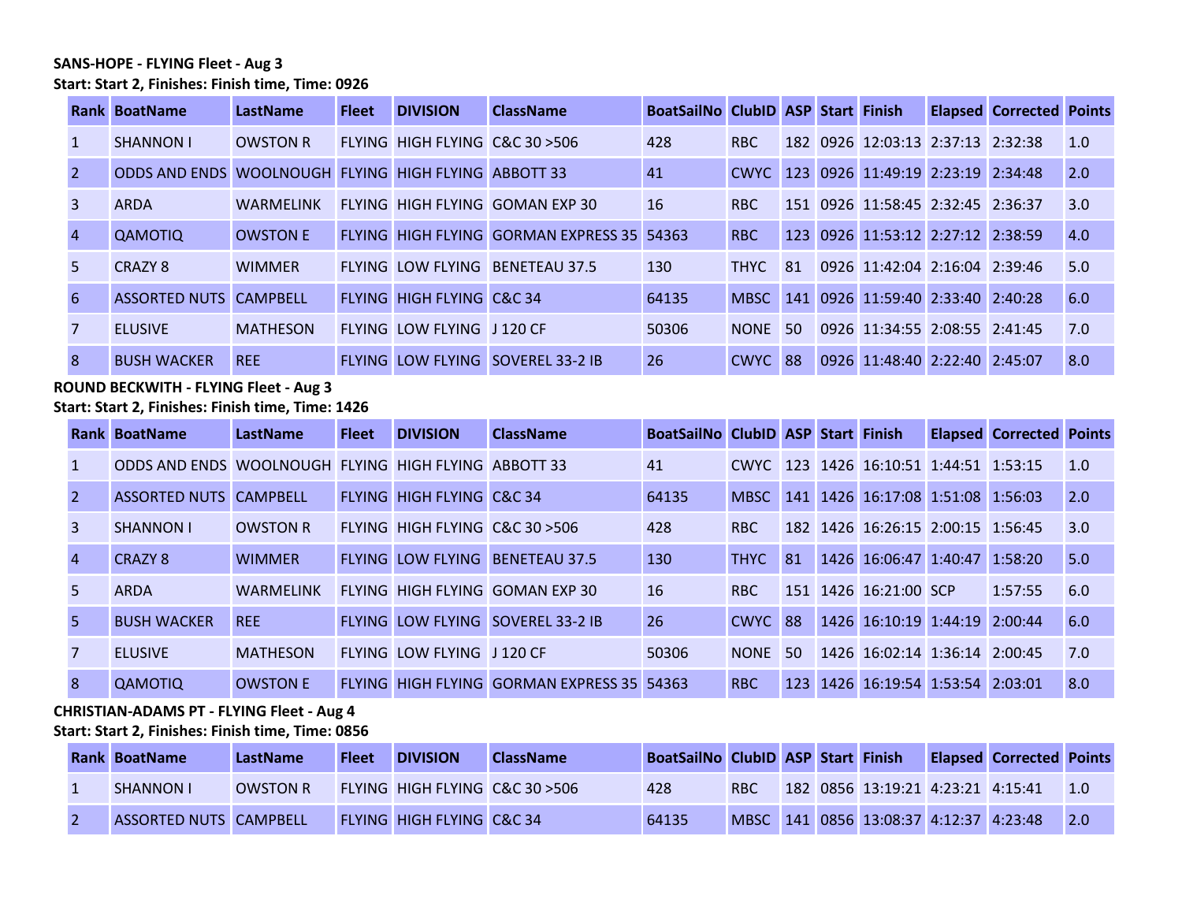**SANS-HOPE - FLYING Fleet - Aug 3**

**Start: Start 2, Finishes: Finish time, Time: 0926**

| Rank | BoatName | LastName | Fleet | DIVISION | ClassName | BoatSailNo | ClubID | ASP | Start | Finish | Elapsed | Corrected | Points |
|---|---|---|---|---|---|---|---|---|---|---|---|---|---|
| 1 | SHANNON I | OWSTON R | FLYING | HIGH FLYING | C&C 30 >506 | 428 | RBC | 182 | 0926 | 12:03:13 | 2:37:13 | 2:32:38 | 1.0 |
| 2 | ODDS AND ENDS | WOOLNOUGH | FLYING | HIGH FLYING | ABBOTT 33 | 41 | CWYC | 123 | 0926 | 11:49:19 | 2:23:19 | 2:34:48 | 2.0 |
| 3 | ARDA | WARMELINK | FLYING | HIGH FLYING | GOMAN EXP 30 | 16 | RBC | 151 | 0926 | 11:58:45 | 2:32:45 | 2:36:37 | 3.0 |
| 4 | QAMOTIQ | OWSTON E | FLYING | HIGH FLYING | GORMAN EXPRESS 35 | 54363 | RBC | 123 | 0926 | 11:53:12 | 2:27:12 | 2:38:59 | 4.0 |
| 5 | CRAZY 8 | WIMMER | FLYING | LOW FLYING | BENETEAU 37.5 | 130 | THYC | 81 | 0926 | 11:42:04 | 2:16:04 | 2:39:46 | 5.0 |
| 6 | ASSORTED NUTS | CAMPBELL | FLYING | HIGH FLYING | C&C 34 | 64135 | MBSC | 141 | 0926 | 11:59:40 | 2:33:40 | 2:40:28 | 6.0 |
| 7 | ELUSIVE | MATHESON | FLYING | LOW FLYING | J 120 CF | 50306 | NONE | 50 | 0926 | 11:34:55 | 2:08:55 | 2:41:45 | 7.0 |
| 8 | BUSH WACKER | REE | FLYING | LOW FLYING | SOVEREL 33-2 IB | 26 | CWYC | 88 | 0926 | 11:48:40 | 2:22:40 | 2:45:07 | 8.0 |

**ROUND BECKWITH - FLYING Fleet - Aug 3**

**Start: Start 2, Finishes: Finish time, Time: 1426**

| Rank | BoatName | LastName | Fleet | DIVISION | ClassName | BoatSailNo | ClubID | ASP | Start | Finish | Elapsed | Corrected | Points |
|---|---|---|---|---|---|---|---|---|---|---|---|---|---|
| 1 | ODDS AND ENDS | WOOLNOUGH | FLYING | HIGH FLYING | ABBOTT 33 | 41 | CWYC | 123 | 1426 | 16:10:51 | 1:44:51 | 1:53:15 | 1.0 |
| 2 | ASSORTED NUTS | CAMPBELL | FLYING | HIGH FLYING | C&C 34 | 64135 | MBSC | 141 | 1426 | 16:17:08 | 1:51:08 | 1:56:03 | 2.0 |
| 3 | SHANNON I | OWSTON R | FLYING | HIGH FLYING | C&C 30 >506 | 428 | RBC | 182 | 1426 | 16:26:15 | 2:00:15 | 1:56:45 | 3.0 |
| 4 | CRAZY 8 | WIMMER | FLYING | LOW FLYING | BENETEAU 37.5 | 130 | THYC | 81 | 1426 | 16:06:47 | 1:40:47 | 1:58:20 | 5.0 |
| 5 | ARDA | WARMELINK | FLYING | HIGH FLYING | GOMAN EXP 30 | 16 | RBC | 151 | 1426 | 16:21:00 | SCP | 1:57:55 | 6.0 |
| 5 | BUSH WACKER | REE | FLYING | LOW FLYING | SOVEREL 33-2 IB | 26 | CWYC | 88 | 1426 | 16:10:19 | 1:44:19 | 2:00:44 | 6.0 |
| 7 | ELUSIVE | MATHESON | FLYING | LOW FLYING | J 120 CF | 50306 | NONE | 50 | 1426 | 16:02:14 | 1:36:14 | 2:00:45 | 7.0 |
| 8 | QAMOTIQ | OWSTON E | FLYING | HIGH FLYING | GORMAN EXPRESS 35 | 54363 | RBC | 123 | 1426 | 16:19:54 | 1:53:54 | 2:03:01 | 8.0 |

**CHRISTIAN-ADAMS PT - FLYING Fleet - Aug 4**

**Start: Start 2, Finishes: Finish time, Time: 0856**

| Rank | BoatName | LastName | Fleet | DIVISION | ClassName | BoatSailNo | ClubID | ASP | Start | Finish | Elapsed | Corrected | Points |
|---|---|---|---|---|---|---|---|---|---|---|---|---|---|
| 1 | SHANNON I | OWSTON R | FLYING | HIGH FLYING | C&C 30 >506 | 428 | RBC | 182 | 0856 | 13:19:21 | 4:23:21 | 4:15:41 | 1.0 |
| 2 | ASSORTED NUTS | CAMPBELL | FLYING | HIGH FLYING | C&C 34 | 64135 | MBSC | 141 | 0856 | 13:08:37 | 4:12:37 | 4:23:48 | 2.0 |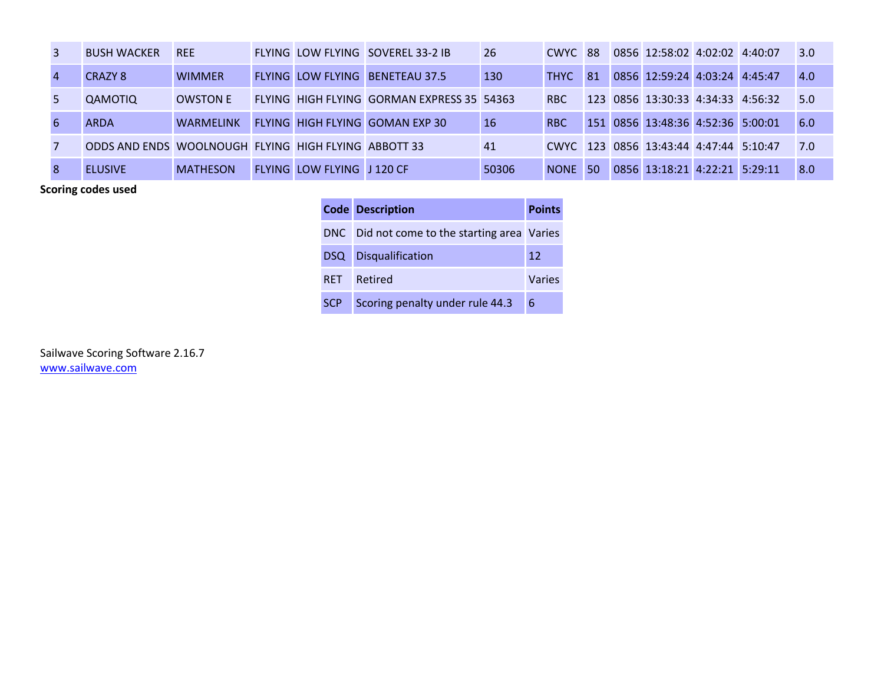| | | | | | | | | | | | | | |
|---|---|---|---|---|---|---|---|---|---|---|---|---|---|
| 3 | BUSH WACKER | REE | FLYING | LOW FLYING | SOVEREL 33-2 IB | 26 | CWYC | 88 | 0856 | 12:58:02 | 4:02:02 | 4:40:07 | 3.0 |
| 4 | CRAZY 8 | WIMMER | FLYING | LOW FLYING | BENETEAU 37.5 | 130 | THYC | 81 | 0856 | 12:59:24 | 4:03:24 | 4:45:47 | 4.0 |
| 5 | QAMOTIQ | OWSTON E | FLYING | HIGH FLYING | GORMAN EXPRESS 35 | 54363 | RBC | 123 | 0856 | 13:30:33 | 4:34:33 | 4:56:32 | 5.0 |
| 6 | ARDA | WARMELINK | FLYING | HIGH FLYING | GOMAN EXP 30 | 16 | RBC | 151 | 0856 | 13:48:36 | 4:52:36 | 5:00:01 | 6.0 |
| 7 | ODDS AND ENDS | WOOLNOUGH | FLYING | HIGH FLYING | ABBOTT 33 | 41 | CWYC | 123 | 0856 | 13:43:44 | 4:47:44 | 5:10:47 | 7.0 |
| 8 | ELUSIVE | MATHESON | FLYING | LOW FLYING | J 120 CF | 50306 | NONE | 50 | 0856 | 13:18:21 | 4:22:21 | 5:29:11 | 8.0 |

**Scoring codes used**

| Code | Description | Points |
|---|---|---|
| DNC | Did not come to the starting area | Varies |
| DSQ | Disqualification | 12 |
| RET | Retired | Varies |
| SCP | Scoring penalty under rule 44.3 | 6 |

Sailwave Scoring Software 2.16.7
www.sailwave.com